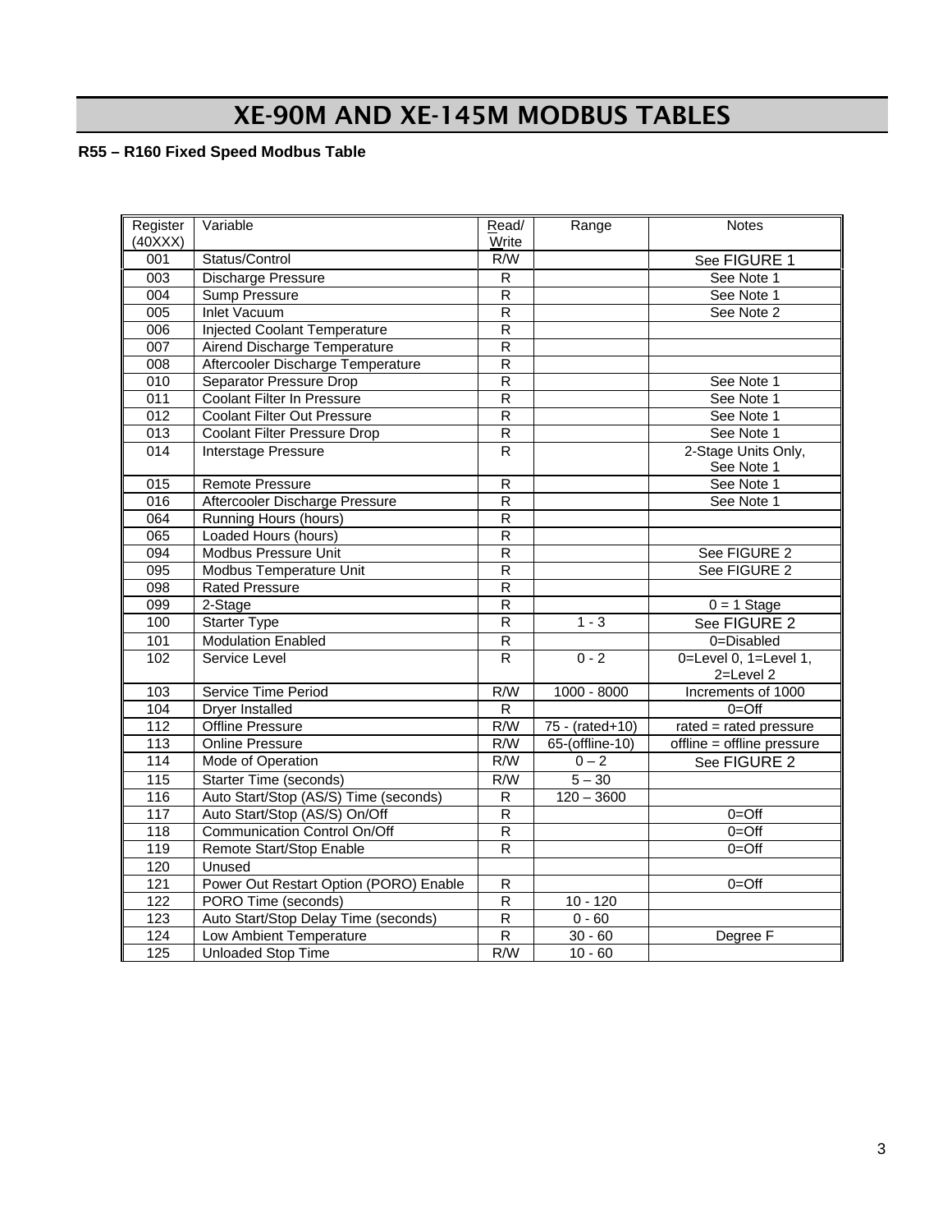# XE-90M AND XE-145M MODBUS TABLES

**R55 – R160 Fixed Speed Modbus Table**

| Register (40XXX) | Variable | Read/ Write | Range | Notes |
|---|---|---|---|---|
| 001 | Status/Control | R/W | | See FIGURE 1 |
| 003 | Discharge Pressure | R | | See Note 1 |
| 004 | Sump Pressure | R | | See Note 1 |
| 005 | Inlet Vacuum | R | | See Note 2 |
| 006 | Injected Coolant Temperature | R | | |
| 007 | Airend Discharge Temperature | R | | |
| 008 | Aftercooler Discharge Temperature | R | | |
| 010 | Separator Pressure Drop | R | | See Note 1 |
| 011 | Coolant Filter In Pressure | R | | See Note 1 |
| 012 | Coolant Filter Out Pressure | R | | See Note 1 |
| 013 | Coolant Filter Pressure Drop | R | | See Note 1 |
| 014 | Interstage Pressure | R | | 2-Stage Units Only, See Note 1 |
| 015 | Remote Pressure | R | | See Note 1 |
| 016 | Aftercooler Discharge Pressure | R | | See Note 1 |
| 064 | Running Hours (hours) | R | | |
| 065 | Loaded Hours (hours) | R | | |
| 094 | Modbus Pressure Unit | R | | See FIGURE 2 |
| 095 | Modbus Temperature Unit | R | | See FIGURE 2 |
| 098 | Rated Pressure | R | | |
| 099 | 2-Stage | R | | 0 = 1 Stage |
| 100 | Starter Type | R | 1 - 3 | See FIGURE 2 |
| 101 | Modulation Enabled | R | | 0=Disabled |
| 102 | Service Level | R | 0 - 2 | 0=Level 0, 1=Level 1, 2=Level 2 |
| 103 | Service Time Period | R/W | 1000 - 8000 | Increments of 1000 |
| 104 | Dryer Installed | R | | 0=Off |
| 112 | Offline Pressure | R/W | 75 - (rated+10) | rated = rated pressure |
| 113 | Online Pressure | R/W | 65-(offline-10) | offline = offline pressure |
| 114 | Mode of Operation | R/W | 0 – 2 | See FIGURE 2 |
| 115 | Starter Time (seconds) | R/W | 5 – 30 | |
| 116 | Auto Start/Stop (AS/S) Time (seconds) | R | 120 – 3600 | |
| 117 | Auto Start/Stop (AS/S) On/Off | R | | 0=Off |
| 118 | Communication Control On/Off | R | | 0=Off |
| 119 | Remote Start/Stop Enable | R | | 0=Off |
| 120 | Unused | | | |
| 121 | Power Out Restart Option (PORO) Enable | R | | 0=Off |
| 122 | PORO Time (seconds) | R | 10 - 120 | |
| 123 | Auto Start/Stop Delay Time (seconds) | R | 0 - 60 | |
| 124 | Low Ambient Temperature | R | 30 - 60 | Degree F |
| 125 | Unloaded Stop Time | R/W | 10 - 60 | |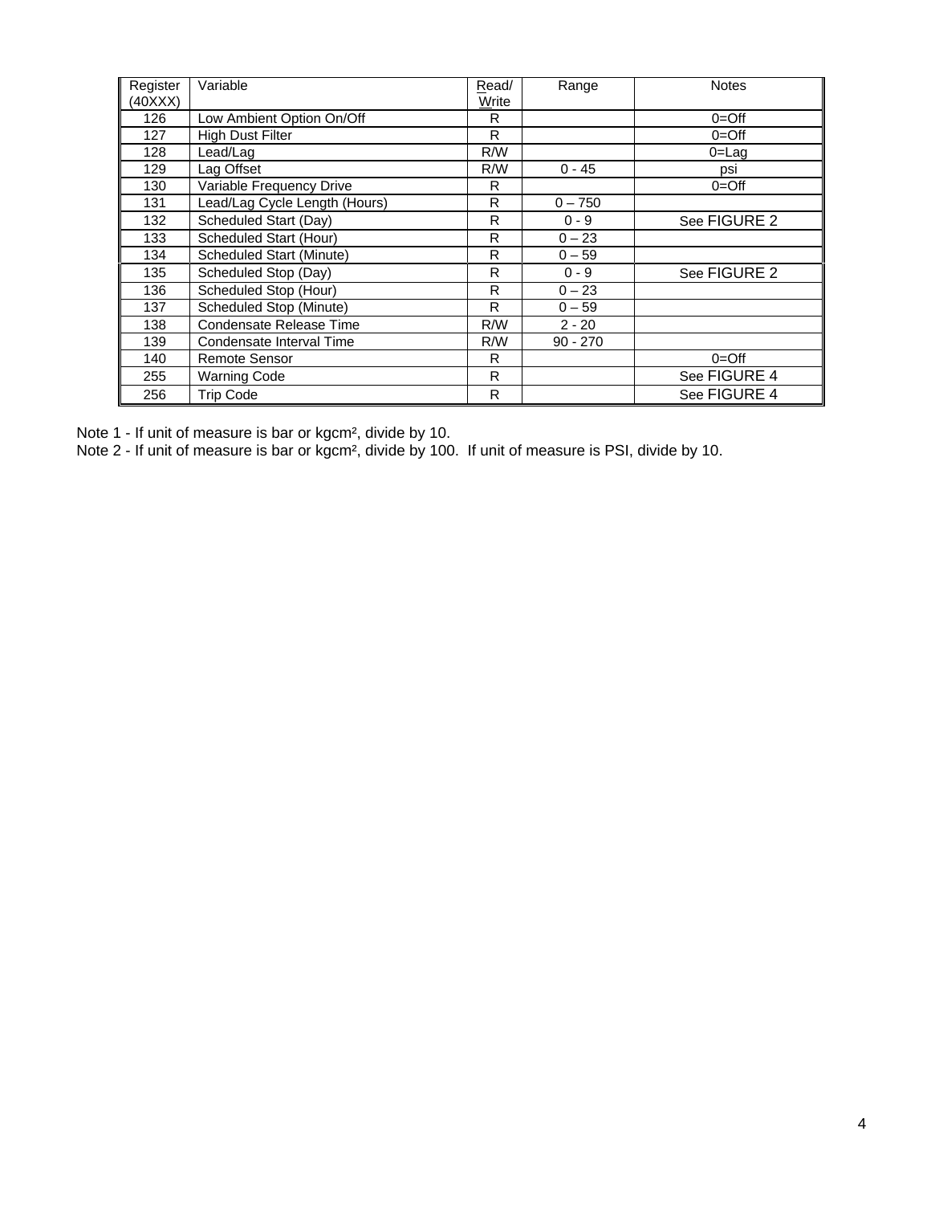| Register (40XXX) | Variable | Read/ Write | Range | Notes |
|---|---|---|---|---|
| 126 | Low Ambient Option On/Off | R | | 0=Off |
| 127 | High Dust Filter | R | | 0=Off |
| 128 | Lead/Lag | R/W | | 0=Lag |
| 129 | Lag Offset | R/W | 0 - 45 | psi |
| 130 | Variable Frequency Drive | R | | 0=Off |
| 131 | Lead/Lag Cycle Length (Hours) | R | 0 – 750 | |
| 132 | Scheduled Start (Day) | R | 0 - 9 | See FIGURE 2 |
| 133 | Scheduled Start (Hour) | R | 0 – 23 | |
| 134 | Scheduled Start (Minute) | R | 0 – 59 | |
| 135 | Scheduled Stop (Day) | R | 0 - 9 | See FIGURE 2 |
| 136 | Scheduled Stop (Hour) | R | 0 – 23 | |
| 137 | Scheduled Stop (Minute) | R | 0 – 59 | |
| 138 | Condensate Release Time | R/W | 2 - 20 | |
| 139 | Condensate Interval Time | R/W | 90 - 270 | |
| 140 | Remote Sensor | R | | 0=Off |
| 255 | Warning Code | R | | See FIGURE 4 |
| 256 | Trip Code | R | | See FIGURE 4 |

Note 1 - If unit of measure is bar or kgcm², divide by 10.

Note 2 - If unit of measure is bar or kgcm², divide by 100. If unit of measure is PSI, divide by 10.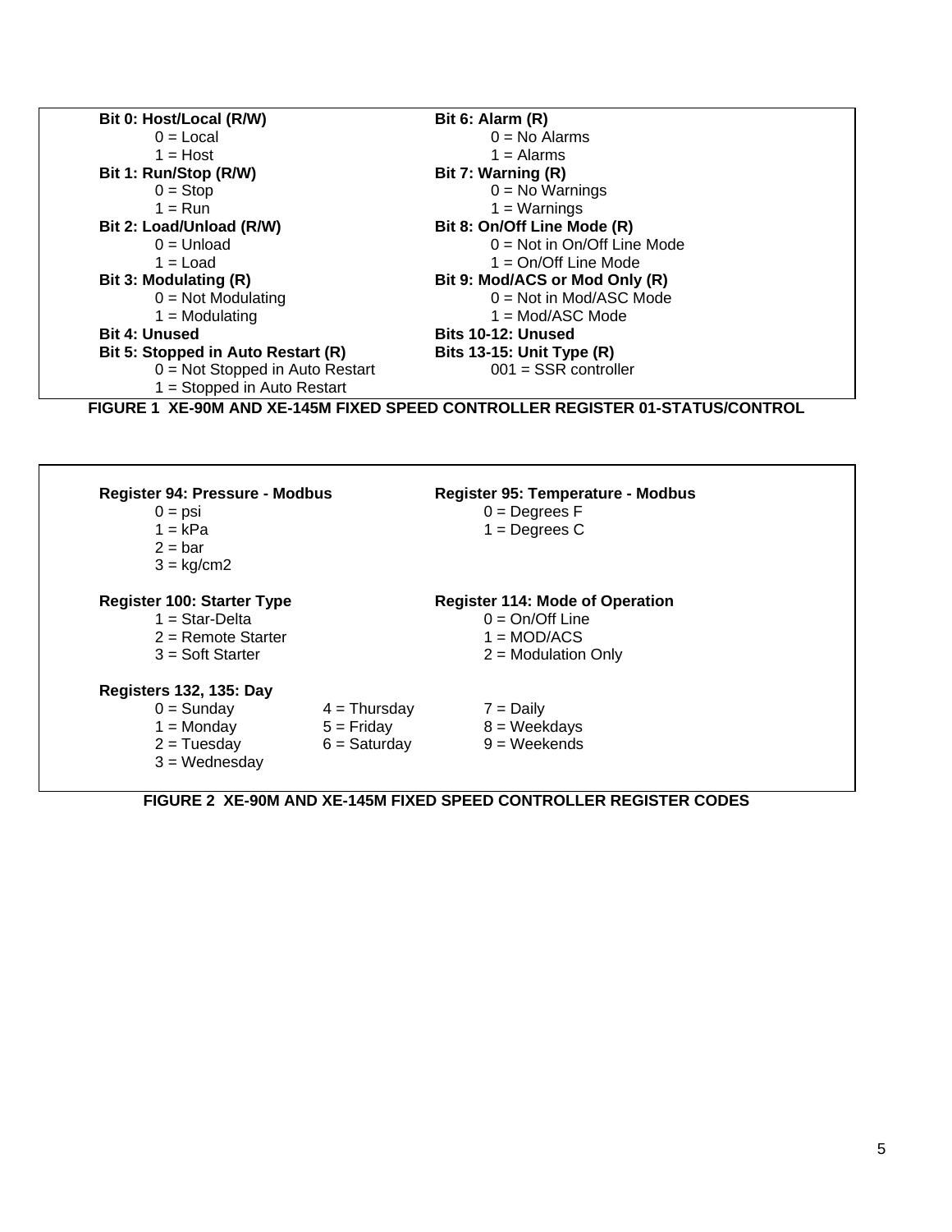**Bit 0: Host/Local (R/W)**
0 = Local
1 = Host

**Bit 1: Run/Stop (R/W)**
0 = Stop
1 = Run

**Bit 2: Load/Unload (R/W)**
0 = Unload
1 = Load

**Bit 3: Modulating (R)**
0 = Not Modulating
1 = Modulating

**Bit 4: Unused**

**Bit 5: Stopped in Auto Restart (R)**
0 = Not Stopped in Auto Restart
1 = Stopped in Auto Restart

**Bit 6: Alarm (R)**
0 = No Alarms
1 = Alarms

**Bit 7: Warning (R)**
0 = No Warnings
1 = Warnings

**Bit 8: On/Off Line Mode (R)**
0 = Not in On/Off Line Mode
1 = On/Off Line Mode

**Bit 9: Mod/ACS or Mod Only (R)**
0 = Not in Mod/ASC Mode
1 = Mod/ASC Mode

**Bits 10-12: Unused**

**Bits 13-15: Unit Type (R)**
001 = SSR controller

**FIGURE 1 XE-90M AND XE-145M FIXED SPEED CONTROLLER REGISTER 01-STATUS/CONTROL**

**Register 94: Pressure - Modbus**
0 = psi
1 = kPa
2 = bar
3 = kg/cm2

**Register 95: Temperature - Modbus**
0 = Degrees F
1 = Degrees C

**Register 100: Starter Type**
1 = Star-Delta
2 = Remote Starter
3 = Soft Starter

**Register 114: Mode of Operation**
0 = On/Off Line
1 = MOD/ACS
2 = Modulation Only

**Registers 132, 135: Day**
0 = Sunday
1 = Monday
2 = Tuesday
3 = Wednesday
4 = Thursday
5 = Friday
6 = Saturday
7 = Daily
8 = Weekdays
9 = Weekends

**FIGURE 2 XE-90M AND XE-145M FIXED SPEED CONTROLLER REGISTER CODES**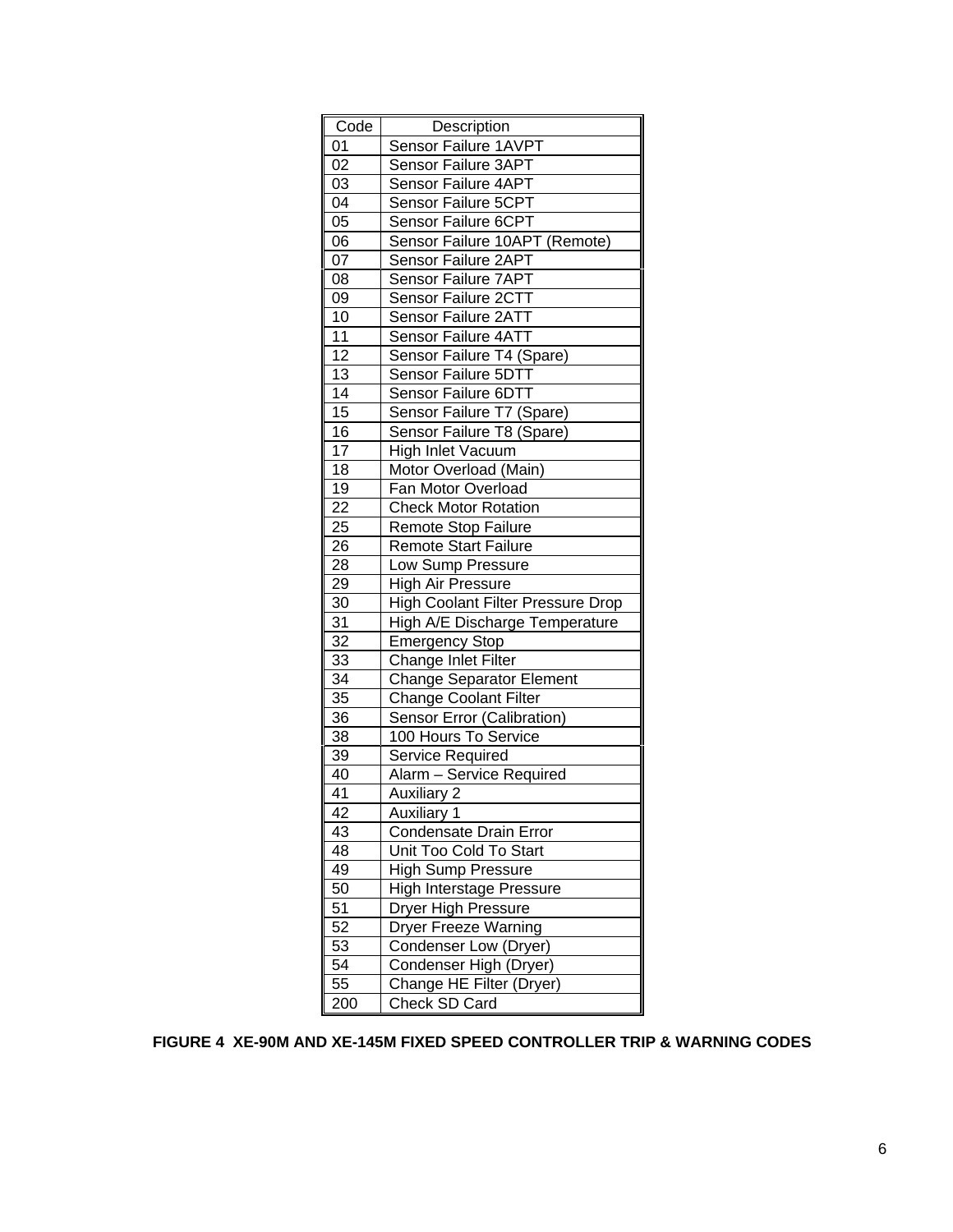| Code | Description |
|---|---|
| 01 | Sensor Failure 1AVPT |
| 02 | Sensor Failure 3APT |
| 03 | Sensor Failure 4APT |
| 04 | Sensor Failure 5CPT |
| 05 | Sensor Failure 6CPT |
| 06 | Sensor Failure 10APT (Remote) |
| 07 | Sensor Failure 2APT |
| 08 | Sensor Failure 7APT |
| 09 | Sensor Failure 2CTT |
| 10 | Sensor Failure 2ATT |
| 11 | Sensor Failure 4ATT |
| 12 | Sensor Failure T4 (Spare) |
| 13 | Sensor Failure 5DTT |
| 14 | Sensor Failure 6DTT |
| 15 | Sensor Failure T7 (Spare) |
| 16 | Sensor Failure T8 (Spare) |
| 17 | High Inlet Vacuum |
| 18 | Motor Overload (Main) |
| 19 | Fan Motor Overload |
| 22 | Check Motor Rotation |
| 25 | Remote Stop Failure |
| 26 | Remote Start Failure |
| 28 | Low Sump Pressure |
| 29 | High Air Pressure |
| 30 | High Coolant Filter Pressure Drop |
| 31 | High A/E Discharge Temperature |
| 32 | Emergency Stop |
| 33 | Change Inlet Filter |
| 34 | Change Separator Element |
| 35 | Change Coolant Filter |
| 36 | Sensor Error (Calibration) |
| 38 | 100 Hours To Service |
| 39 | Service Required |
| 40 | Alarm – Service Required |
| 41 | Auxiliary 2 |
| 42 | Auxiliary 1 |
| 43 | Condensate Drain Error |
| 48 | Unit Too Cold To Start |
| 49 | High Sump Pressure |
| 50 | High Interstage Pressure |
| 51 | Dryer High Pressure |
| 52 | Dryer Freeze Warning |
| 53 | Condenser Low (Dryer) |
| 54 | Condenser High (Dryer) |
| 55 | Change HE Filter (Dryer) |
| 200 | Check SD Card |

**FIGURE 4 XE-90M AND XE-145M FIXED SPEED CONTROLLER TRIP & WARNING CODES**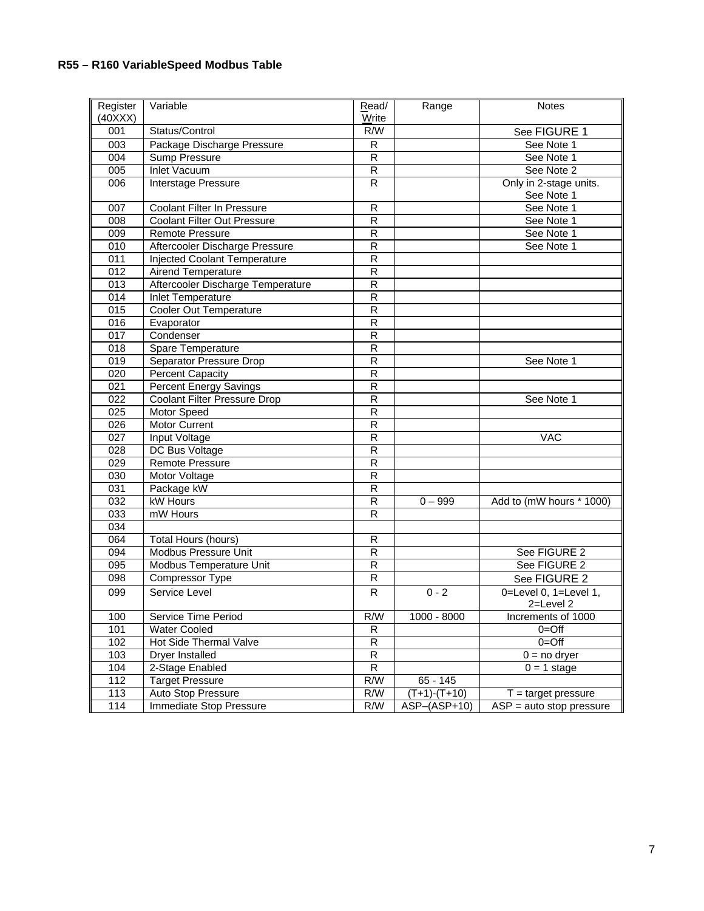**R55 – R160 VariableSpeed Modbus Table**

| Register (40XXX) | Variable | Read/ Write | Range | Notes |
|---|---|---|---|---|
| 001 | Status/Control | R/W | | See FIGURE 1 |
| 003 | Package Discharge Pressure | R | | See Note 1 |
| 004 | Sump Pressure | R | | See Note 1 |
| 005 | Inlet Vacuum | R | | See Note 2 |
| 006 | Interstage Pressure | R | | Only in 2-stage units. See Note 1 |
| 007 | Coolant Filter In Pressure | R | | See Note 1 |
| 008 | Coolant Filter Out Pressure | R | | See Note 1 |
| 009 | Remote Pressure | R | | See Note 1 |
| 010 | Aftercooler Discharge Pressure | R | | See Note 1 |
| 011 | Injected Coolant Temperature | R | | |
| 012 | Airend Temperature | R | | |
| 013 | Aftercooler Discharge Temperature | R | | |
| 014 | Inlet Temperature | R | | |
| 015 | Cooler Out Temperature | R | | |
| 016 | Evaporator | R | | |
| 017 | Condenser | R | | |
| 018 | Spare Temperature | R | | |
| 019 | Separator Pressure Drop | R | | See Note 1 |
| 020 | Percent Capacity | R | | |
| 021 | Percent Energy Savings | R | | |
| 022 | Coolant Filter Pressure Drop | R | | See Note 1 |
| 025 | Motor Speed | R | | |
| 026 | Motor Current | R | | |
| 027 | Input Voltage | R | | VAC |
| 028 | DC Bus Voltage | R | | |
| 029 | Remote Pressure | R | | |
| 030 | Motor Voltage | R | | |
| 031 | Package kW | R | | |
| 032 | kW Hours | R | 0 – 999 | Add to (mW hours * 1000) |
| 033 | mW Hours | R | | |
| 034 | | | | |
| 064 | Total Hours (hours) | R | | |
| 094 | Modbus Pressure Unit | R | | See FIGURE 2 |
| 095 | Modbus Temperature Unit | R | | See FIGURE 2 |
| 098 | Compressor Type | R | | See FIGURE 2 |
| 099 | Service Level | R | 0 - 2 | 0=Level 0, 1=Level 1, 2=Level 2 |
| 100 | Service Time Period | R/W | 1000 - 8000 | Increments of 1000 |
| 101 | Water Cooled | R | | 0=Off |
| 102 | Hot Side Thermal Valve | R | | 0=Off |
| 103 | Dryer Installed | R | | 0 = no dryer |
| 104 | 2-Stage Enabled | R | | 0 = 1 stage |
| 112 | Target Pressure | R/W | 65 - 145 | |
| 113 | Auto Stop Pressure | R/W | (T+1)-(T+10) | T = target pressure |
| 114 | Immediate Stop Pressure | R/W | ASP–(ASP+10) | ASP = auto stop pressure |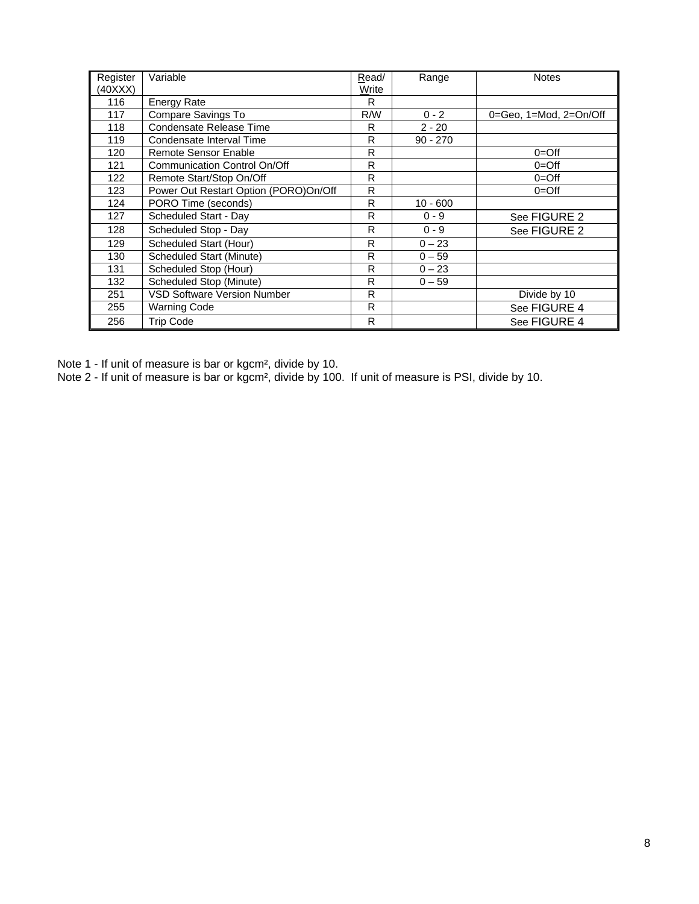| Register (40XXX) | Variable | Read/ Write | Range | Notes |
|---|---|---|---|---|
| 116 | Energy Rate | R | | |
| 117 | Compare Savings To | R/W | 0 - 2 | 0=Geo, 1=Mod, 2=On/Off |
| 118 | Condensate Release Time | R | 2 - 20 | |
| 119 | Condensate Interval Time | R | 90 - 270 | |
| 120 | Remote Sensor Enable | R | | 0=Off |
| 121 | Communication Control On/Off | R | | 0=Off |
| 122 | Remote Start/Stop On/Off | R | | 0=Off |
| 123 | Power Out Restart Option (PORO)On/Off | R | | 0=Off |
| 124 | PORO Time (seconds) | R | 10 - 600 | |
| 127 | Scheduled Start - Day | R | 0 - 9 | See FIGURE 2 |
| 128 | Scheduled Stop - Day | R | 0 - 9 | See FIGURE 2 |
| 129 | Scheduled Start (Hour) | R | 0 – 23 | |
| 130 | Scheduled Start (Minute) | R | 0 – 59 | |
| 131 | Scheduled Stop (Hour) | R | 0 – 23 | |
| 132 | Scheduled Stop (Minute) | R | 0 – 59 | |
| 251 | VSD Software Version Number | R | | Divide by 10 |
| 255 | Warning Code | R | | See FIGURE 4 |
| 256 | Trip Code | R | | See FIGURE 4 |

Note 1 - If unit of measure is bar or $kgcm^2$, divide by 10.

Note 2 - If unit of measure is bar or $kgcm^2$, divide by 100. If unit of measure is PSI, divide by 10.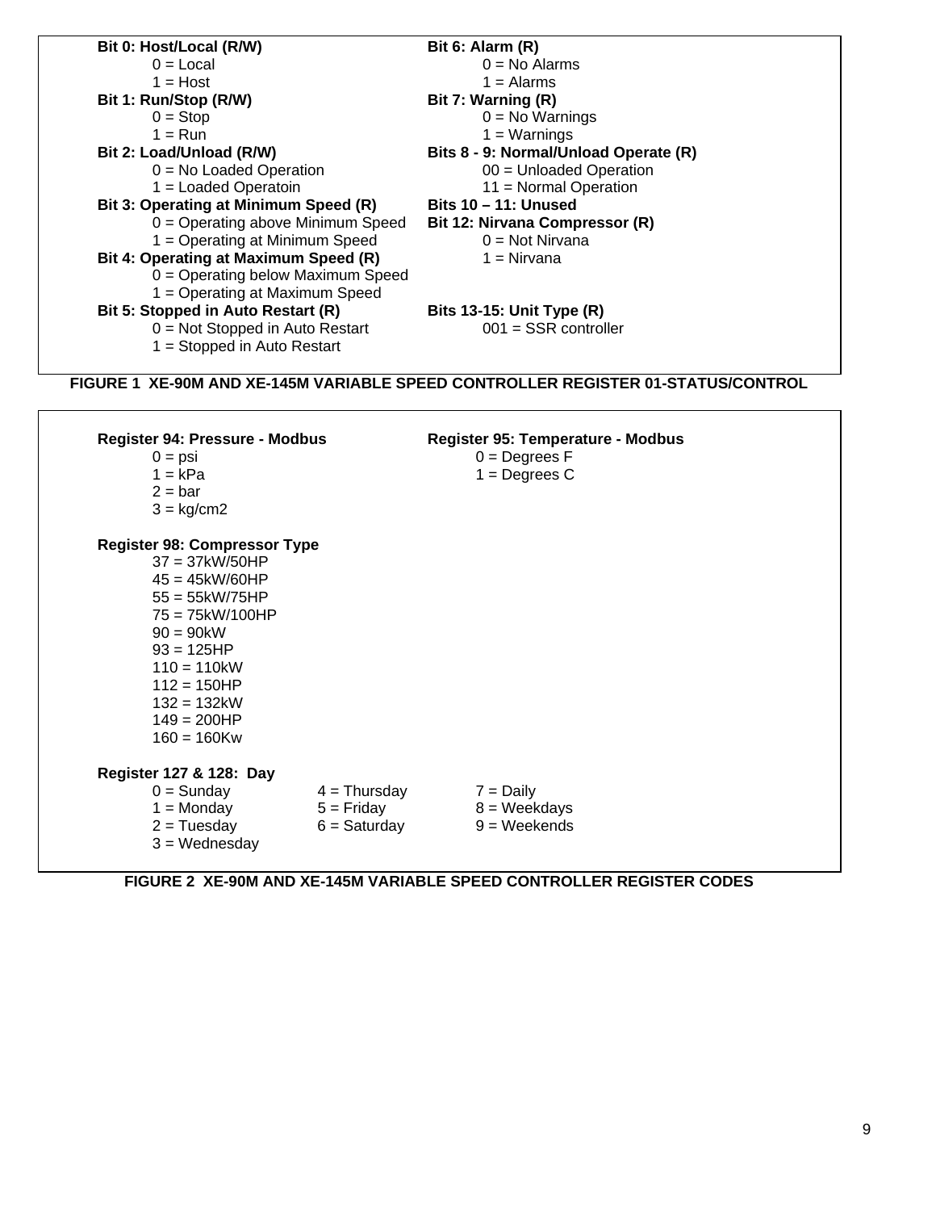**Bit 0: Host/Local (R/W)**
- 0 = Local
- 1 = Host

**Bit 1: Run/Stop (R/W)**
- 0 = Stop
- 1 = Run

**Bit 2: Load/Unload (R/W)**
- 0 = No Loaded Operation
- 1 = Loaded Operatoin

**Bit 3: Operating at Minimum Speed (R)**
- 0 = Operating above Minimum Speed
- 1 = Operating at Minimum Speed

**Bit 4: Operating at Maximum Speed (R)**
- 0 = Operating below Maximum Speed
- 1 = Operating at Maximum Speed

**Bit 5: Stopped in Auto Restart (R)**
- 0 = Not Stopped in Auto Restart
- 1 = Stopped in Auto Restart

**Bit 6: Alarm (R)**
- 0 = No Alarms
- 1 = Alarms

**Bit 7: Warning (R)**
- 0 = No Warnings
- 1 = Warnings

**Bits 8 - 9: Normal/Unload Operate (R)**
- 00 = Unloaded Operation
- 11 = Normal Operation

**Bits 10 – 11: Unused**

**Bit 12: Nirvana Compressor (R)**
- 0 = Not Nirvana
- 1 = Nirvana

**Bits 13-15: Unit Type (R)**
- 001 = SSR controller

**FIGURE 1 XE-90M AND XE-145M VARIABLE SPEED CONTROLLER REGISTER 01-STATUS/CONTROL**

**Register 94: Pressure - Modbus**
- 0 = psi
- 1 = kPa
- 2 = bar
- 3 = kg/cm2

**Register 95: Temperature - Modbus**
- 0 = Degrees F
- 1 = Degrees C

**Register 98: Compressor Type**
- 37 = 37kW/50HP
- 45 = 45kW/60HP
- 55 = 55kW/75HP
- 75 = 75kW/100HP
- 90 = 90kW
- 93 = 125HP
- 110 = 110kW
- 112 = 150HP
- 132 = 132kW
- 149 = 200HP
- 160 = 160Kw

**Register 127 & 128: Day**
- 0 = Sunday
- 1 = Monday
- 2 = Tuesday
- 3 = Wednesday
- 4 = Thursday
- 5 = Friday
- 6 = Saturday
- 7 = Daily
- 8 = Weekdays
- 9 = Weekends

**FIGURE 2 XE-90M AND XE-145M VARIABLE SPEED CONTROLLER REGISTER CODES**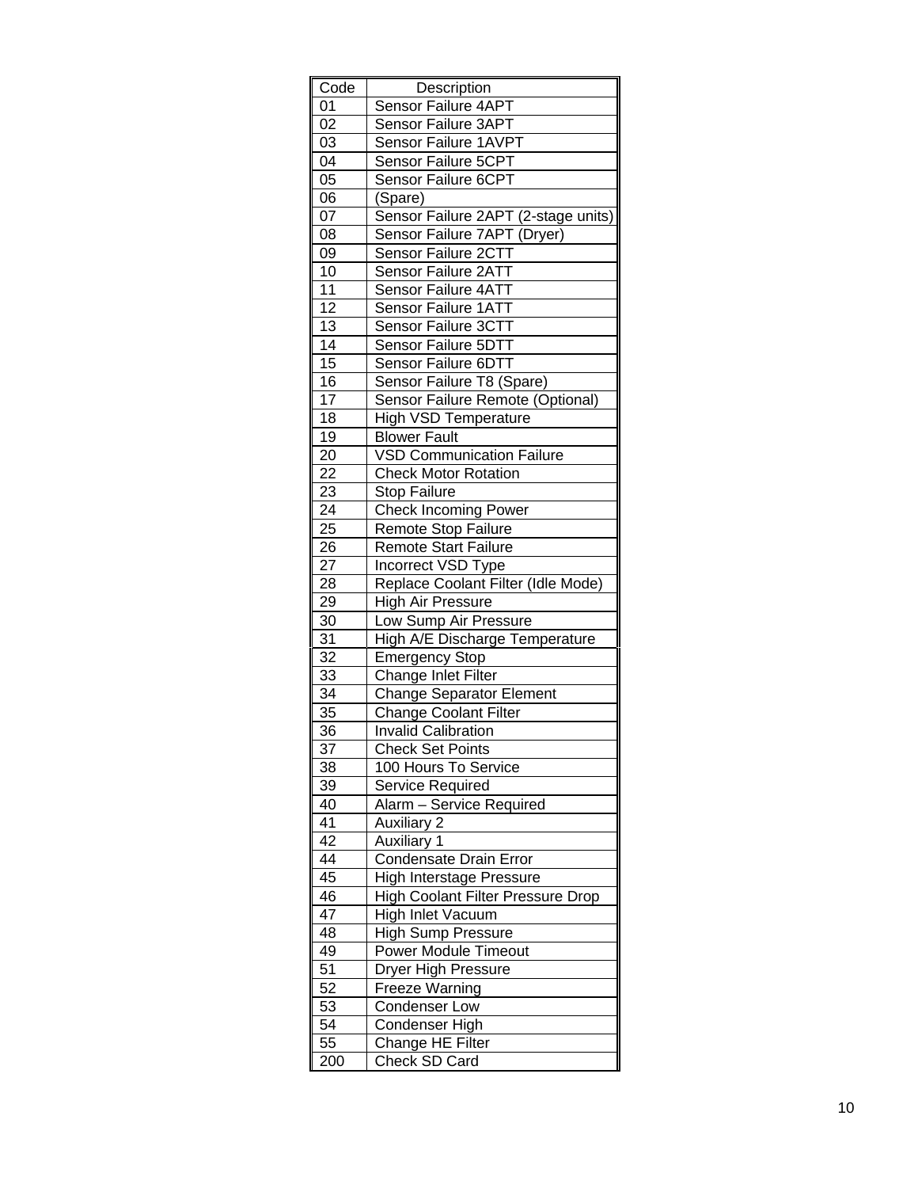| Code | Description |
|---|---|
| 01 | Sensor Failure 4APT |
| 02 | Sensor Failure 3APT |
| 03 | Sensor Failure 1AVPT |
| 04 | Sensor Failure 5CPT |
| 05 | Sensor Failure 6CPT |
| 06 | (Spare) |
| 07 | Sensor Failure 2APT (2-stage units) |
| 08 | Sensor Failure 7APT (Dryer) |
| 09 | Sensor Failure 2CTT |
| 10 | Sensor Failure 2ATT |
| 11 | Sensor Failure 4ATT |
| 12 | Sensor Failure 1ATT |
| 13 | Sensor Failure 3CTT |
| 14 | Sensor Failure 5DTT |
| 15 | Sensor Failure 6DTT |
| 16 | Sensor Failure T8 (Spare) |
| 17 | Sensor Failure Remote (Optional) |
| 18 | High VSD Temperature |
| 19 | Blower Fault |
| 20 | VSD Communication Failure |
| 22 | Check Motor Rotation |
| 23 | Stop Failure |
| 24 | Check Incoming Power |
| 25 | Remote Stop Failure |
| 26 | Remote Start Failure |
| 27 | Incorrect VSD Type |
| 28 | Replace Coolant Filter (Idle Mode) |
| 29 | High Air Pressure |
| 30 | Low Sump Air Pressure |
| 31 | High A/E Discharge Temperature |
| 32 | Emergency Stop |
| 33 | Change Inlet Filter |
| 34 | Change Separator Element |
| 35 | Change Coolant Filter |
| 36 | Invalid Calibration |
| 37 | Check Set Points |
| 38 | 100 Hours To Service |
| 39 | Service Required |
| 40 | Alarm – Service Required |
| 41 | Auxiliary 2 |
| 42 | Auxiliary 1 |
| 44 | Condensate Drain Error |
| 45 | High Interstage Pressure |
| 46 | High Coolant Filter Pressure Drop |
| 47 | High Inlet Vacuum |
| 48 | High Sump Pressure |
| 49 | Power Module Timeout |
| 51 | Dryer High Pressure |
| 52 | Freeze Warning |
| 53 | Condenser Low |
| 54 | Condenser High |
| 55 | Change HE Filter |
| 200 | Check SD Card |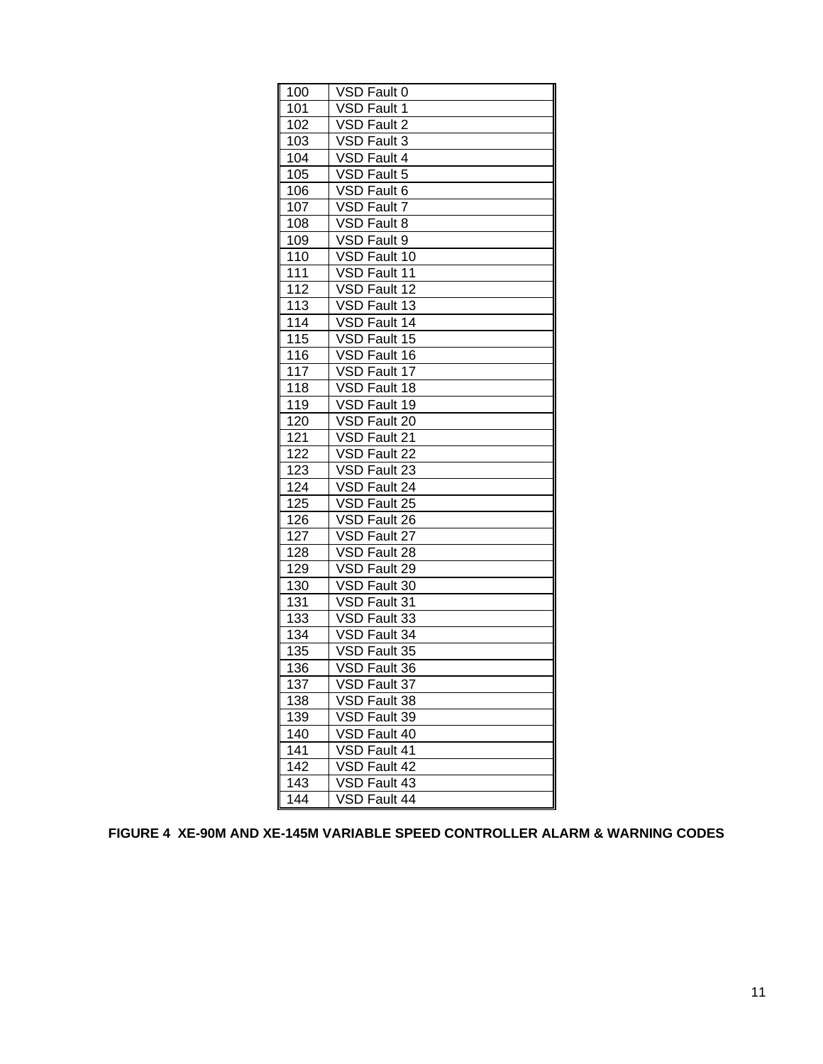| | |
|---|---|
| 100 | VSD Fault 0 |
| 101 | VSD Fault 1 |
| 102 | VSD Fault 2 |
| 103 | VSD Fault 3 |
| 104 | VSD Fault 4 |
| 105 | VSD Fault 5 |
| 106 | VSD Fault 6 |
| 107 | VSD Fault 7 |
| 108 | VSD Fault 8 |
| 109 | VSD Fault 9 |
| 110 | VSD Fault 10 |
| 111 | VSD Fault 11 |
| 112 | VSD Fault 12 |
| 113 | VSD Fault 13 |
| 114 | VSD Fault 14 |
| 115 | VSD Fault 15 |
| 116 | VSD Fault 16 |
| 117 | VSD Fault 17 |
| 118 | VSD Fault 18 |
| 119 | VSD Fault 19 |
| 120 | VSD Fault 20 |
| 121 | VSD Fault 21 |
| 122 | VSD Fault 22 |
| 123 | VSD Fault 23 |
| 124 | VSD Fault 24 |
| 125 | VSD Fault 25 |
| 126 | VSD Fault 26 |
| 127 | VSD Fault 27 |
| 128 | VSD Fault 28 |
| 129 | VSD Fault 29 |
| 130 | VSD Fault 30 |
| 131 | VSD Fault 31 |
| 133 | VSD Fault 33 |
| 134 | VSD Fault 34 |
| 135 | VSD Fault 35 |
| 136 | VSD Fault 36 |
| 137 | VSD Fault 37 |
| 138 | VSD Fault 38 |
| 139 | VSD Fault 39 |
| 140 | VSD Fault 40 |
| 141 | VSD Fault 41 |
| 142 | VSD Fault 42 |
| 143 | VSD Fault 43 |
| 144 | VSD Fault 44 |

**FIGURE 4 XE-90M AND XE-145M VARIABLE SPEED CONTROLLER ALARM & WARNING CODES**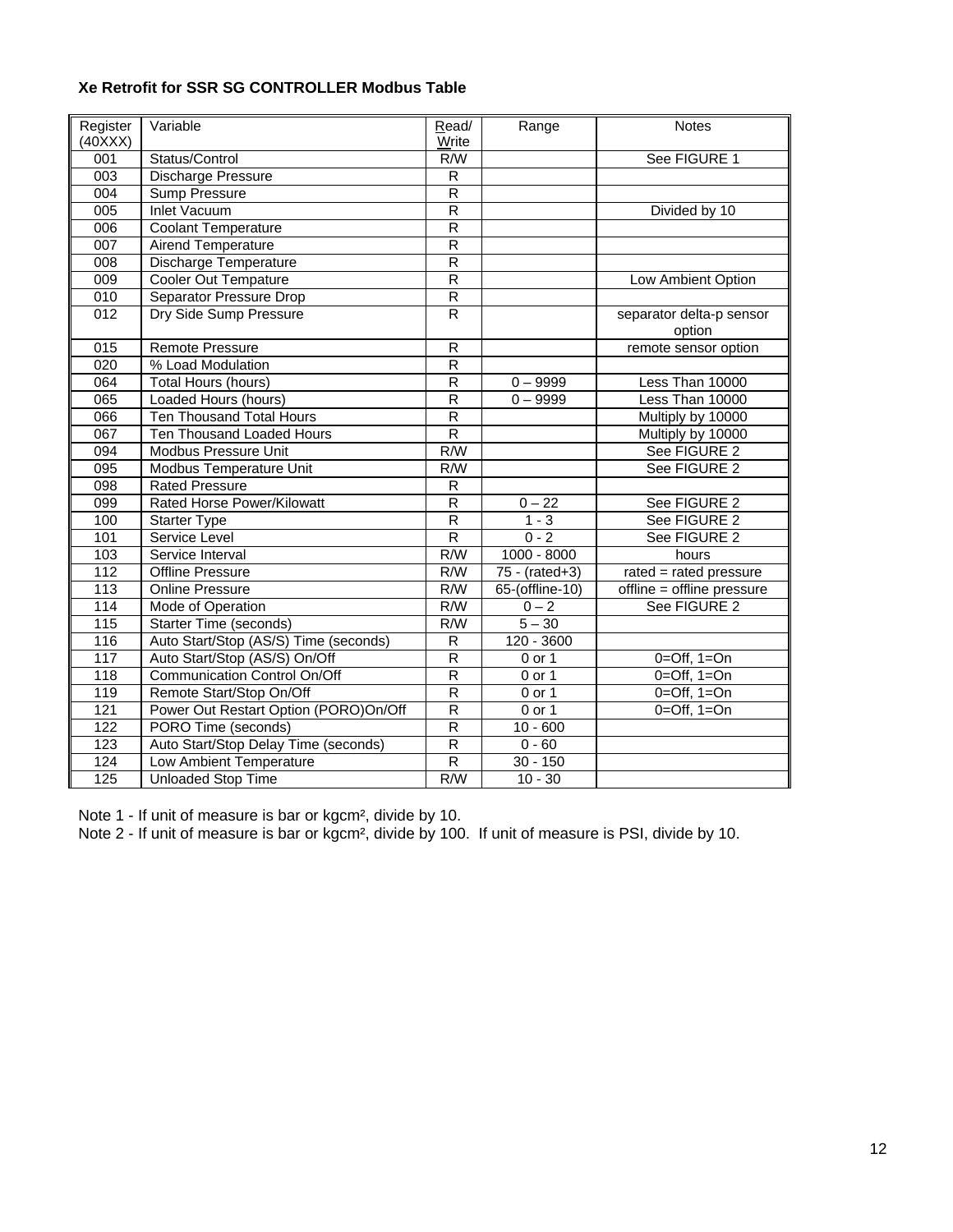**Xe Retrofit for SSR SG CONTROLLER Modbus Table**

| Register (40XXX) | Variable | Read/ Write | Range | Notes |
|---|---|---|---|---|
| 001 | Status/Control | R/W | | See FIGURE 1 |
| 003 | Discharge Pressure | R | | |
| 004 | Sump Pressure | R | | |
| 005 | Inlet Vacuum | R | | Divided by 10 |
| 006 | Coolant Temperature | R | | |
| 007 | Airend Temperature | R | | |
| 008 | Discharge Temperature | R | | |
| 009 | Cooler Out Tempature | R | | Low Ambient Option |
| 010 | Separator Pressure Drop | R | | |
| 012 | Dry Side Sump Pressure | R | | separator delta-p sensor option |
| 015 | Remote Pressure | R | | remote sensor option |
| 020 | % Load Modulation | R | | |
| 064 | Total Hours (hours) | R | 0 – 9999 | Less Than 10000 |
| 065 | Loaded Hours (hours) | R | 0 – 9999 | Less Than 10000 |
| 066 | Ten Thousand Total Hours | R | | Multiply by 10000 |
| 067 | Ten Thousand Loaded Hours | R | | Multiply by 10000 |
| 094 | Modbus Pressure Unit | R/W | | See FIGURE 2 |
| 095 | Modbus Temperature Unit | R/W | | See FIGURE 2 |
| 098 | Rated Pressure | R | | |
| 099 | Rated Horse Power/Kilowatt | R | 0 – 22 | See FIGURE 2 |
| 100 | Starter Type | R | 1 - 3 | See FIGURE 2 |
| 101 | Service Level | R | 0 - 2 | See FIGURE 2 |
| 103 | Service Interval | R/W | 1000 - 8000 | hours |
| 112 | Offline Pressure | R/W | 75 - (rated+3) | rated = rated pressure |
| 113 | Online Pressure | R/W | 65-(offline-10) | offline = offline pressure |
| 114 | Mode of Operation | R/W | 0 – 2 | See FIGURE 2 |
| 115 | Starter Time (seconds) | R/W | 5 – 30 | |
| 116 | Auto Start/Stop (AS/S) Time (seconds) | R | 120 - 3600 | |
| 117 | Auto Start/Stop (AS/S) On/Off | R | 0 or 1 | 0=Off, 1=On |
| 118 | Communication Control On/Off | R | 0 or 1 | 0=Off, 1=On |
| 119 | Remote Start/Stop On/Off | R | 0 or 1 | 0=Off, 1=On |
| 121 | Power Out Restart Option (PORO)On/Off | R | 0 or 1 | 0=Off, 1=On |
| 122 | PORO Time (seconds) | R | 10 - 600 | |
| 123 | Auto Start/Stop Delay Time (seconds) | R | 0 - 60 | |
| 124 | Low Ambient Temperature | R | 30 - 150 | |
| 125 | Unloaded Stop Time | R/W | 10 - 30 | |

Note 1 - If unit of measure is bar or kgcm², divide by 10.
Note 2 - If unit of measure is bar or kgcm², divide by 100. If unit of measure is PSI, divide by 10.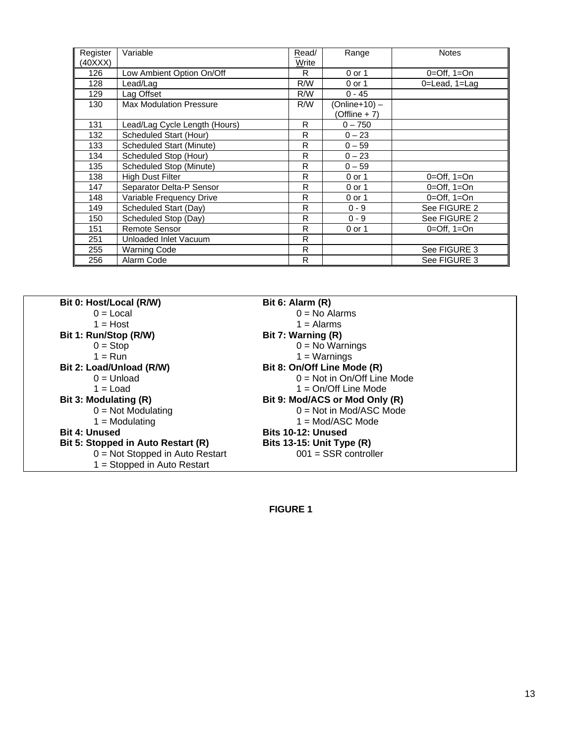| Register (40XXX) | Variable | Read/ Write | Range | Notes |
|---|---|---|---|---|
| 126 | Low Ambient Option On/Off | R | 0 or 1 | 0=Off, 1=On |
| 128 | Lead/Lag | R/W | 0 or 1 | 0=Lead, 1=Lag |
| 129 | Lag Offset | R/W | 0 - 45 | |
| 130 | Max Modulation Pressure | R/W | (Online+10) – (Offline + 7) | |
| 131 | Lead/Lag Cycle Length (Hours) | R | 0 – 750 | |
| 132 | Scheduled Start (Hour) | R | 0 – 23 | |
| 133 | Scheduled Start (Minute) | R | 0 – 59 | |
| 134 | Scheduled Stop (Hour) | R | 0 – 23 | |
| 135 | Scheduled Stop (Minute) | R | 0 – 59 | |
| 138 | High Dust Filter | R | 0 or 1 | 0=Off, 1=On |
| 147 | Separator Delta-P Sensor | R | 0 or 1 | 0=Off, 1=On |
| 148 | Variable Frequency Drive | R | 0 or 1 | 0=Off, 1=On |
| 149 | Scheduled Start (Day) | R | 0 - 9 | See FIGURE 2 |
| 150 | Scheduled Stop (Day) | R | 0 - 9 | See FIGURE 2 |
| 151 | Remote Sensor | R | 0 or 1 | 0=Off, 1=On |
| 251 | Unloaded Inlet Vacuum | R | | |
| 255 | Warning Code | R | | See FIGURE 3 |
| 256 | Alarm Code | R | | See FIGURE 3 |

**Bit 0: Host/Local (R/W)**
- 0 = Local
- 1 = Host

**Bit 1: Run/Stop (R/W)**
- 0 = Stop
- 1 = Run

**Bit 2: Load/Unload (R/W)**
- 0 = Unload
- 1 = Load

**Bit 3: Modulating (R)**
- 0 = Not Modulating
- 1 = Modulating

**Bit 4: Unused**

**Bit 5: Stopped in Auto Restart (R)**
- 0 = Not Stopped in Auto Restart
- 1 = Stopped in Auto Restart

**Bit 6: Alarm (R)**
- 0 = No Alarms
- 1 = Alarms

**Bit 7: Warning (R)**
- 0 = No Warnings
- 1 = Warnings

**Bit 8: On/Off Line Mode (R)**
- 0 = Not in On/Off Line Mode
- 1 = On/Off Line Mode

**Bit 9: Mod/ACS or Mod Only (R)**
- 0 = Not in Mod/ASC Mode
- 1 = Mod/ASC Mode

**Bits 10-12: Unused**

**Bits 13-15: Unit Type (R)**
- 001 = SSR controller

**FIGURE 1**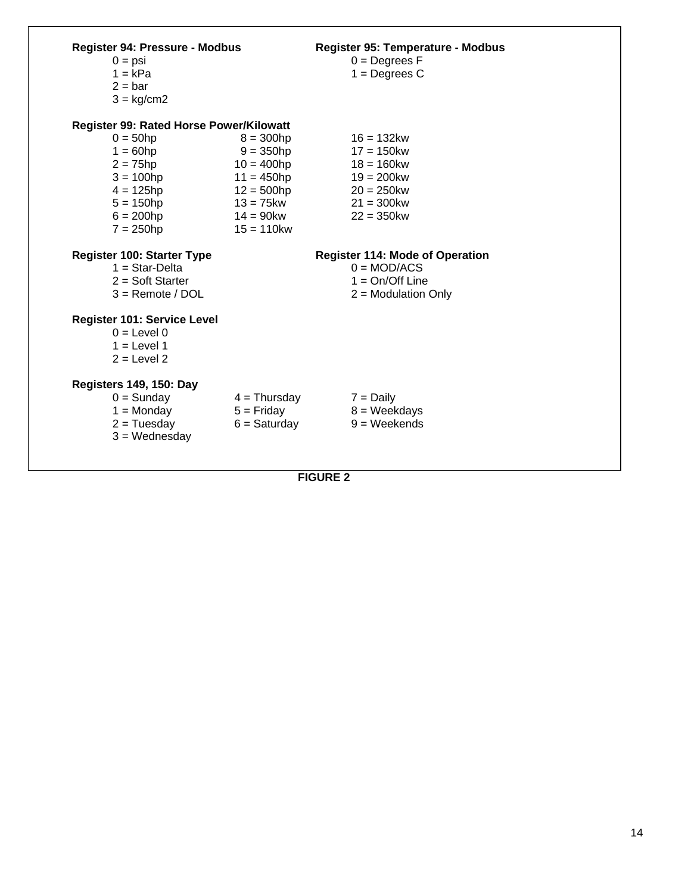**Register 94: Pressure - Modbus**

0 = psi
1 = kPa
2 = bar
3 = kg/cm2

**Register 95: Temperature - Modbus**

0 = Degrees F
1 = Degrees C

**Register 99: Rated Horse Power/Kilowatt**

| | | |
|---|---|---|
| 0 = 50hp | 8 = 300hp | 16 = 132kw |
| 1 = 60hp | 9 = 350hp | 17 = 150kw |
| 2 = 75hp | 10 = 400hp | 18 = 160kw |
| 3 = 100hp | 11 = 450hp | 19 = 200kw |
| 4 = 125hp | 12 = 500hp | 20 = 250kw |
| 5 = 150hp | 13 = 75kw | 21 = 300kw |
| 6 = 200hp | 14 = 90kw | 22 = 350kw |
| 7 = 250hp | 15 = 110kw | |

**Register 100: Starter Type**

1 = Star-Delta
2 = Soft Starter
3 = Remote / DOL

**Register 114: Mode of Operation**

0 = MOD/ACS
1 = On/Off Line
2 = Modulation Only

**Register 101: Service Level**

0 = Level 0
1 = Level 1
2 = Level 2

**Registers 149, 150: Day**

| | | |
|---|---|---|
| 0 = Sunday | 4 = Thursday | 7 = Daily |
| 1 = Monday | 5 = Friday | 8 = Weekdays |
| 2 = Tuesday | 6 = Saturday | 9 = Weekends |
| 3 = Wednesday | | |

**FIGURE 2**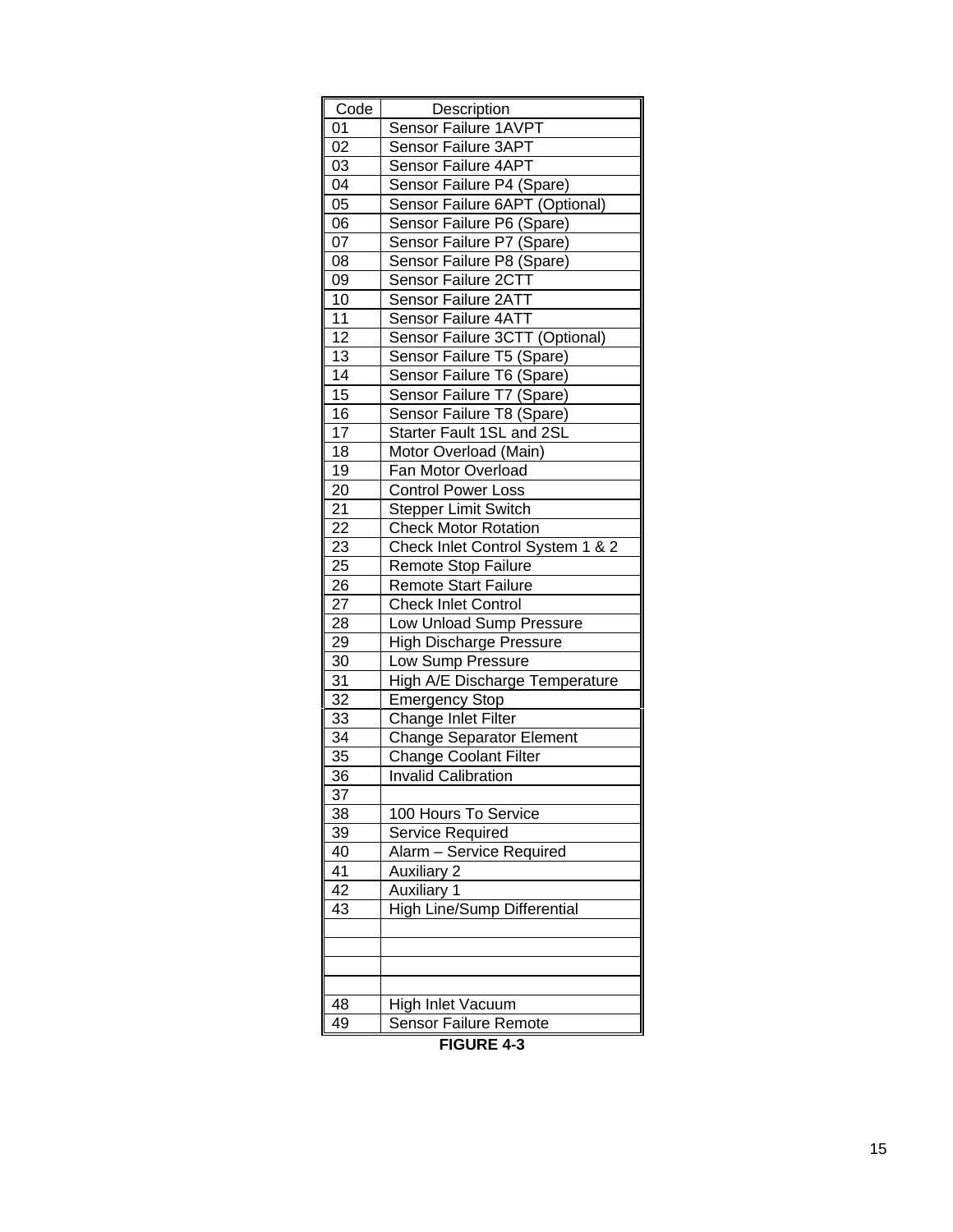| Code | Description |
|---|---|
| 01 | Sensor Failure 1AVPT |
| 02 | Sensor Failure 3APT |
| 03 | Sensor Failure 4APT |
| 04 | Sensor Failure P4 (Spare) |
| 05 | Sensor Failure 6APT (Optional) |
| 06 | Sensor Failure P6 (Spare) |
| 07 | Sensor Failure P7 (Spare) |
| 08 | Sensor Failure P8 (Spare) |
| 09 | Sensor Failure 2CTT |
| 10 | Sensor Failure 2ATT |
| 11 | Sensor Failure 4ATT |
| 12 | Sensor Failure 3CTT (Optional) |
| 13 | Sensor Failure T5 (Spare) |
| 14 | Sensor Failure T6 (Spare) |
| 15 | Sensor Failure T7 (Spare) |
| 16 | Sensor Failure T8 (Spare) |
| 17 | Starter Fault 1SL and 2SL |
| 18 | Motor Overload (Main) |
| 19 | Fan Motor Overload |
| 20 | Control Power Loss |
| 21 | Stepper Limit Switch |
| 22 | Check Motor Rotation |
| 23 | Check Inlet Control System 1 & 2 |
| 25 | Remote Stop Failure |
| 26 | Remote Start Failure |
| 27 | Check Inlet Control |
| 28 | Low Unload Sump Pressure |
| 29 | High Discharge Pressure |
| 30 | Low Sump Pressure |
| 31 | High A/E Discharge Temperature |
| 32 | Emergency Stop |
| 33 | Change Inlet Filter |
| 34 | Change Separator Element |
| 35 | Change Coolant Filter |
| 36 | Invalid Calibration |
| 37 | |
| 38 | 100 Hours To Service |
| 39 | Service Required |
| 40 | Alarm – Service Required |
| 41 | Auxiliary 2 |
| 42 | Auxiliary 1 |
| 43 | High Line/Sump Differential |
| | |
| | |
| | |
| | |
| 48 | High Inlet Vacuum |
| 49 | Sensor Failure Remote |

**FIGURE 4-3**